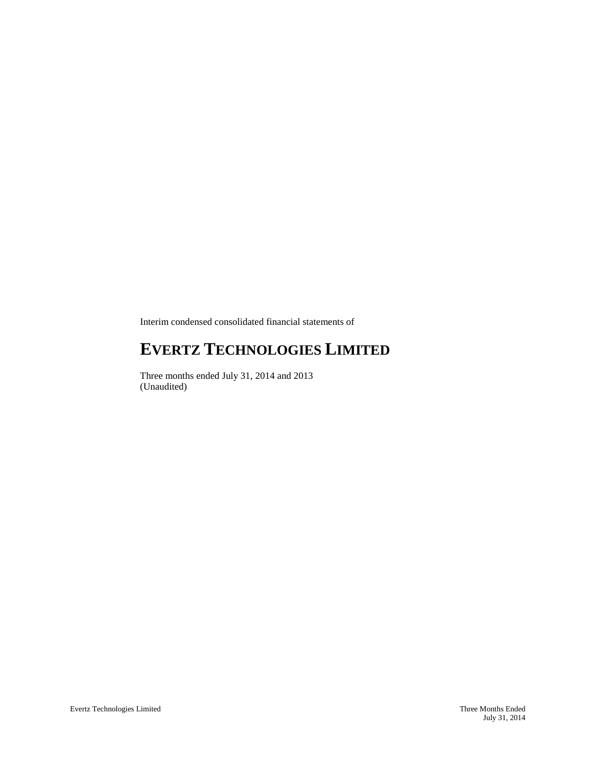Interim condensed consolidated financial statements of

# EVERTZ TECHNOLOGIES LIMITED

Three months ended July 31, 2014 and 2013
(Unaudited)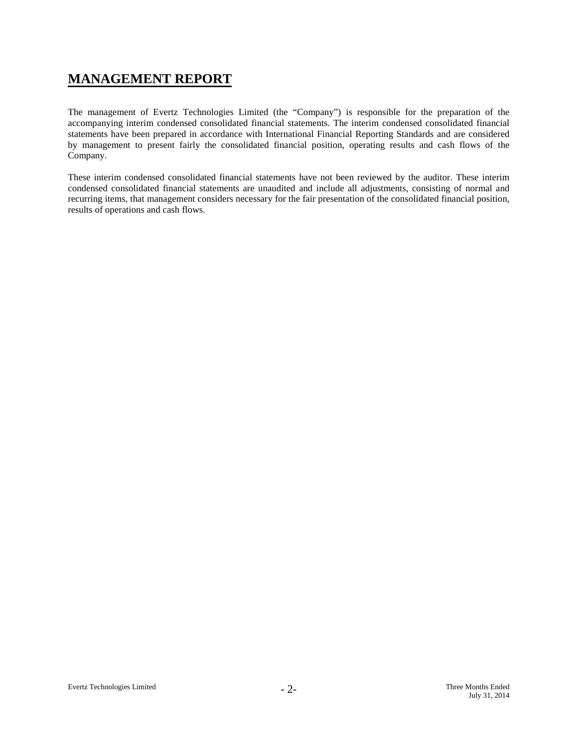# MANAGEMENT REPORT

The management of Evertz Technologies Limited (the "Company") is responsible for the preparation of the accompanying interim condensed consolidated financial statements. The interim condensed consolidated financial statements have been prepared in accordance with International Financial Reporting Standards and are considered by management to present fairly the consolidated financial position, operating results and cash flows of the Company.

These interim condensed consolidated financial statements have not been reviewed by the auditor. These interim condensed consolidated financial statements are unaudited and include all adjustments, consisting of normal and recurring items, that management considers necessary for the fair presentation of the consolidated financial position, results of operations and cash flows.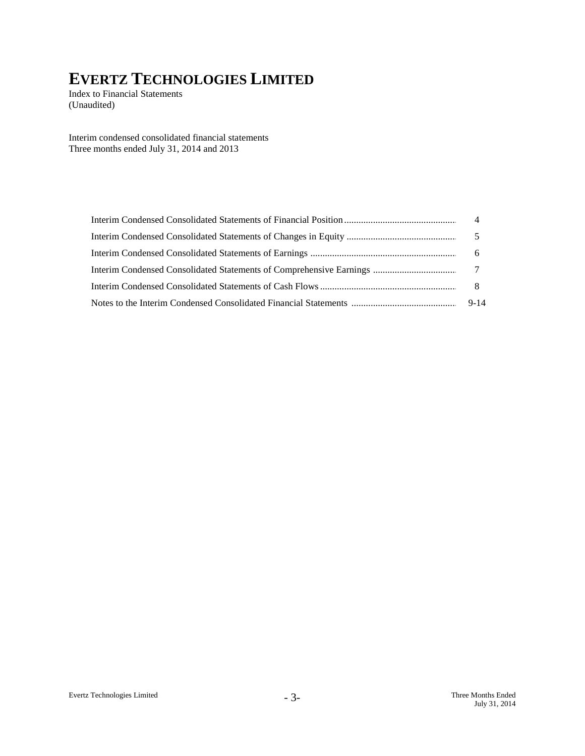# EVERTZ TECHNOLOGIES LIMITED

Index to Financial Statements
(Unaudited)

Interim condensed consolidated financial statements
Three months ended July 31, 2014 and 2013

| | |
|---|---|
| Interim Condensed Consolidated Statements of Financial Position | 4 |
| Interim Condensed Consolidated Statements of Changes in Equity | 5 |
| Interim Condensed Consolidated Statements of Earnings | 6 |
| Interim Condensed Consolidated Statements of Comprehensive Earnings | 7 |
| Interim Condensed Consolidated Statements of Cash Flows | 8 |
| Notes to the Interim Condensed Consolidated Financial Statements | 9-14 |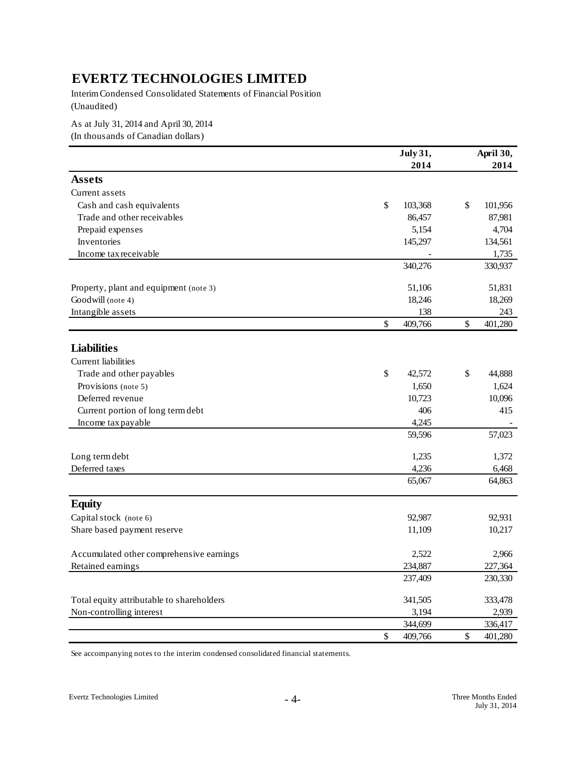# EVERTZ TECHNOLOGIES LIMITED

Interim Condensed Consolidated Statements of Financial Position
(Unaudited)

As at July 31, 2014 and April 30, 2014
(In thousands of Canadian dollars)

| | July 31, 2014 | April 30, 2014 |
|---|---|---|
| **Assets** | | |
| Current assets | | |
| Cash and cash equivalents | $ 103,368 | $ 101,956 |
| Trade and other receivables | 86,457 | 87,981 |
| Prepaid expenses | 5,154 | 4,704 |
| Inventories | 145,297 | 134,561 |
| Income tax receivable | - | 1,735 |
| | 340,276 | 330,937 |
| Property, plant and equipment (note 3) | 51,106 | 51,831 |
| Goodwill (note 4) | 18,246 | 18,269 |
| Intangible assets | 138 | 243 |
| | $ 409,766 | $ 401,280 |
| **Liabilities** | | |
| Current liabilities | | |
| Trade and other payables | $ 42,572 | $ 44,888 |
| Provisions (note 5) | 1,650 | 1,624 |
| Deferred revenue | 10,723 | 10,096 |
| Current portion of long term debt | 406 | 415 |
| Income tax payable | 4,245 | - |
| | 59,596 | 57,023 |
| Long term debt | 1,235 | 1,372 |
| Deferred taxes | 4,236 | 6,468 |
| | 65,067 | 64,863 |
| **Equity** | | |
| Capital stock (note 6) | 92,987 | 92,931 |
| Share based payment reserve | 11,109 | 10,217 |
| Accumulated other comprehensive earnings | 2,522 | 2,966 |
| Retained earnings | 234,887 | 227,364 |
| | 237,409 | 230,330 |
| Total equity attributable to shareholders | 341,505 | 333,478 |
| Non-controlling interest | 3,194 | 2,939 |
| | 344,699 | 336,417 |
| | $ 409,766 | $ 401,280 |

See accompanying notes to the interim condensed consolidated financial statements.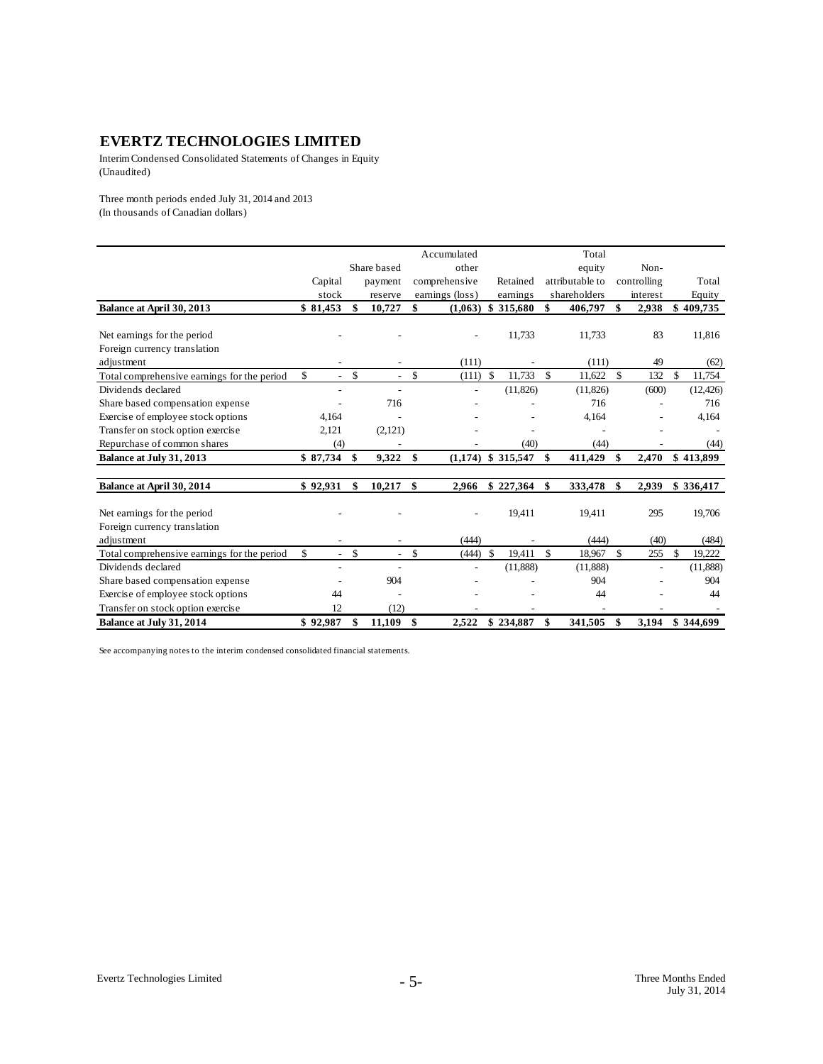# EVERTZ TECHNOLOGIES LIMITED

Interim Condensed Consolidated Statements of Changes in Equity
(Unaudited)

Three month periods ended July 31, 2014 and 2013
(In thousands of Canadian dollars)

| | Capital stock | Share based payment reserve | Accumulated other comprehensive earnings (loss) | Retained earnings | Total equity attributable to shareholders | Non-controlling interest | Total Equity |
|---|---|---|---|---|---|---|---|
| **Balance at April 30, 2013** | **$ 81,453** | **$ 10,727** | **$ (1,063)** | **$ 315,680** | **$ 406,797** | **$ 2,938** | **$ 409,735** |
| Net earnings for the period | - | - | - | 11,733 | 11,733 | 83 | 11,816 |
| Foreign currency translation adjustment | - | - | (111) | - | (111) | 49 | (62) |
| Total comprehensive earnings for the period | $ - | $ - | $ (111) | $ 11,733 | $ 11,622 | $ 132 | $ 11,754 |
| Dividends declared | - | - | - | (11,826) | (11,826) | (600) | (12,426) |
| Share based compensation expense | - | 716 | - | - | 716 | - | 716 |
| Exercise of employee stock options | 4,164 | - | - | - | 4,164 | - | 4,164 |
| Transfer on stock option exercise | 2,121 | (2,121) | - | - | - | - | - |
| Repurchase of common shares | (4) | - | - | (40) | (44) | - | (44) |
| **Balance at July 31, 2013** | **$ 87,734** | **$ 9,322** | **$ (1,174)** | **$ 315,547** | **$ 411,429** | **$ 2,470** | **$ 413,899** |
| | | | | | | | |
| **Balance at April 30, 2014** | **$ 92,931** | **$ 10,217** | **$ 2,966** | **$ 227,364** | **$ 333,478** | **$ 2,939** | **$ 336,417** |
| Net earnings for the period | - | - | - | 19,411 | 19,411 | 295 | 19,706 |
| Foreign currency translation adjustment | - | - | (444) | - | (444) | (40) | (484) |
| Total comprehensive earnings for the period | $ - | $ - | $ (444) | $ 19,411 | $ 18,967 | $ 255 | $ 19,222 |
| Dividends declared | - | - | - | (11,888) | (11,888) | - | (11,888) |
| Share based compensation expense | - | 904 | - | - | 904 | - | 904 |
| Exercise of employee stock options | 44 | - | - | - | 44 | - | 44 |
| Transfer on stock option exercise | 12 | (12) | - | - | - | - | - |
| **Balance at July 31, 2014** | **$ 92,987** | **$ 11,109** | **$ 2,522** | **$ 234,887** | **$ 341,505** | **$ 3,194** | **$ 344,699** |

See accompanying notes to the interim condensed consolidated financial statements.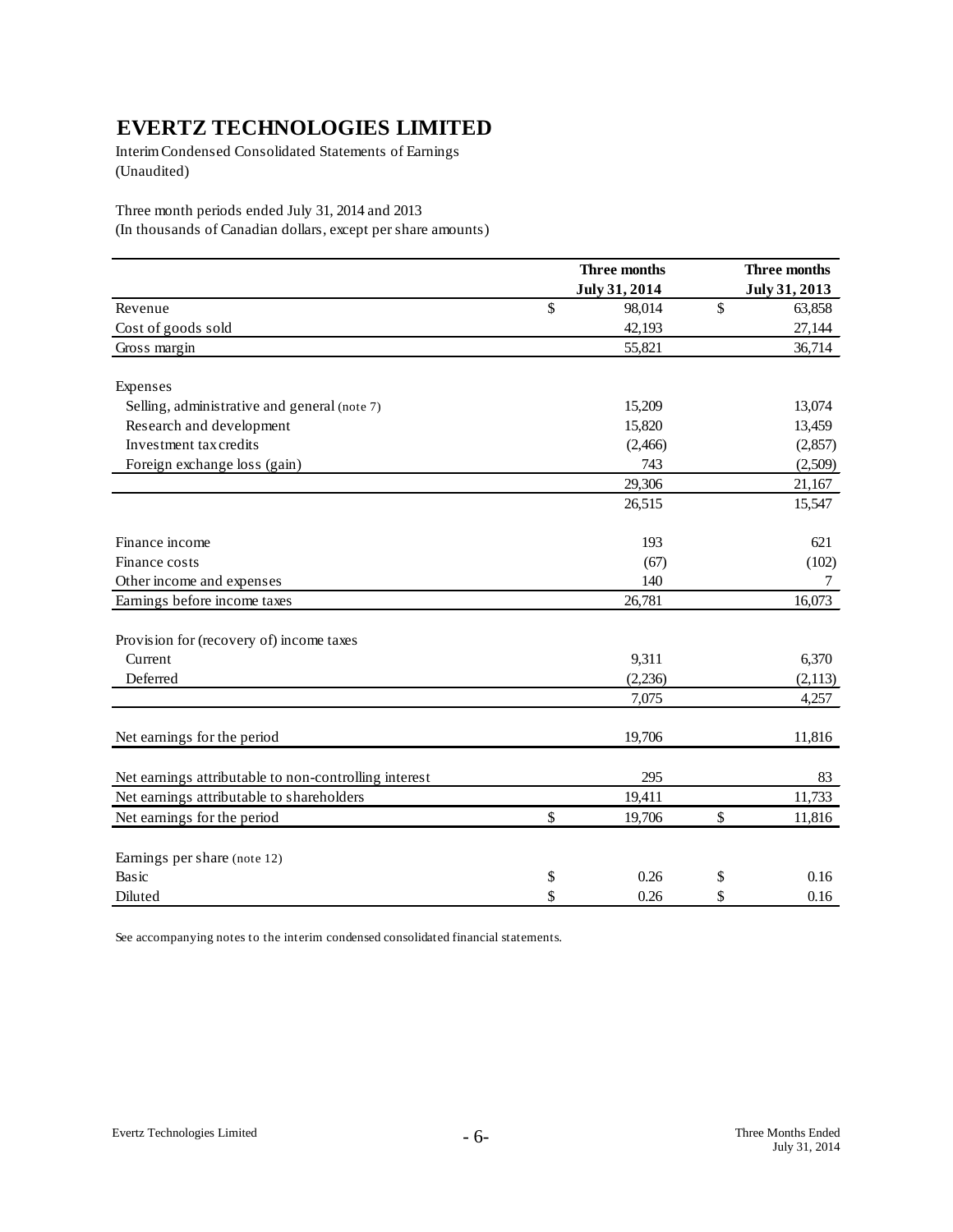# EVERTZ TECHNOLOGIES LIMITED

Interim Condensed Consolidated Statements of Earnings
(Unaudited)

Three month periods ended July 31, 2014 and 2013
(In thousands of Canadian dollars, except per share amounts)

| | Three months July 31, 2014 | Three months July 31, 2013 |
|---|---|---|
| Revenue | $ 98,014 | $ 63,858 |
| Cost of goods sold | 42,193 | 27,144 |
| Gross margin | 55,821 | 36,714 |
| | | |
| Expenses | | |
| Selling, administrative and general (note 7) | 15,209 | 13,074 |
| Research and development | 15,820 | 13,459 |
| Investment tax credits | (2,466) | (2,857) |
| Foreign exchange loss (gain) | 743 | (2,509) |
| | 29,306 | 21,167 |
| | 26,515 | 15,547 |
| | | |
| Finance income | 193 | 621 |
| Finance costs | (67) | (102) |
| Other income and expenses | 140 | 7 |
| Earnings before income taxes | 26,781 | 16,073 |
| | | |
| Provision for (recovery of) income taxes | | |
| Current | 9,311 | 6,370 |
| Deferred | (2,236) | (2,113) |
| | 7,075 | 4,257 |
| | | |
| Net earnings for the period | 19,706 | 11,816 |
| | | |
| Net earnings attributable to non-controlling interest | 295 | 83 |
| Net earnings attributable to shareholders | 19,411 | 11,733 |
| Net earnings for the period | $ 19,706 | $ 11,816 |
| | | |
| Earnings per share (note 12) | | |
| Basic | $ 0.26 | $ 0.16 |
| Diluted | $ 0.26 | $ 0.16 |

See accompanying notes to the interim condensed consolidated financial statements.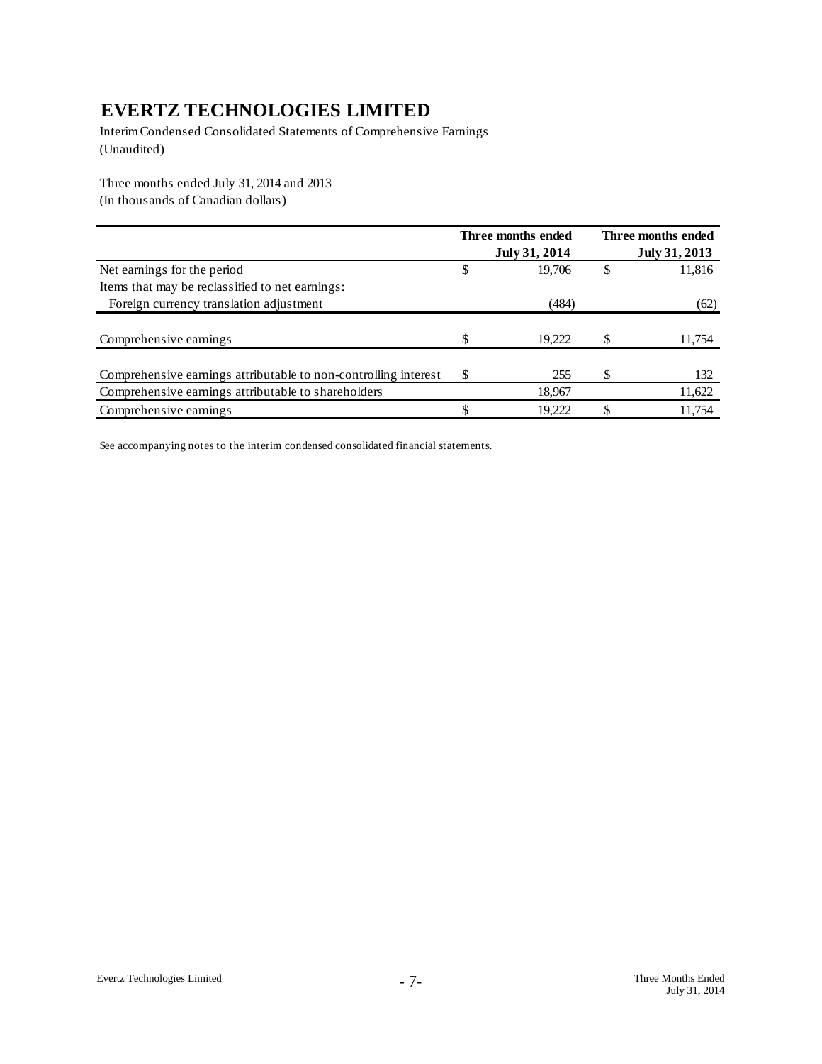# EVERTZ TECHNOLOGIES LIMITED

Interim Condensed Consolidated Statements of Comprehensive Earnings
(Unaudited)

Three months ended July 31, 2014 and 2013
(In thousands of Canadian dollars)

| | Three months ended July 31, 2014 | Three months ended July 31, 2013 |
|---|---|---|
| Net earnings for the period | $ 19,706 | $ 11,816 |
| Items that may be reclassified to net earnings: | | |
| Foreign currency translation adjustment | (484) | (62) |
| Comprehensive earnings | $ 19,222 | $ 11,754 |
| Comprehensive earnings attributable to non-controlling interest | $ 255 | $ 132 |
| Comprehensive earnings attributable to shareholders | 18,967 | 11,622 |
| Comprehensive earnings | $ 19,222 | $ 11,754 |

See accompanying notes to the interim condensed consolidated financial statements.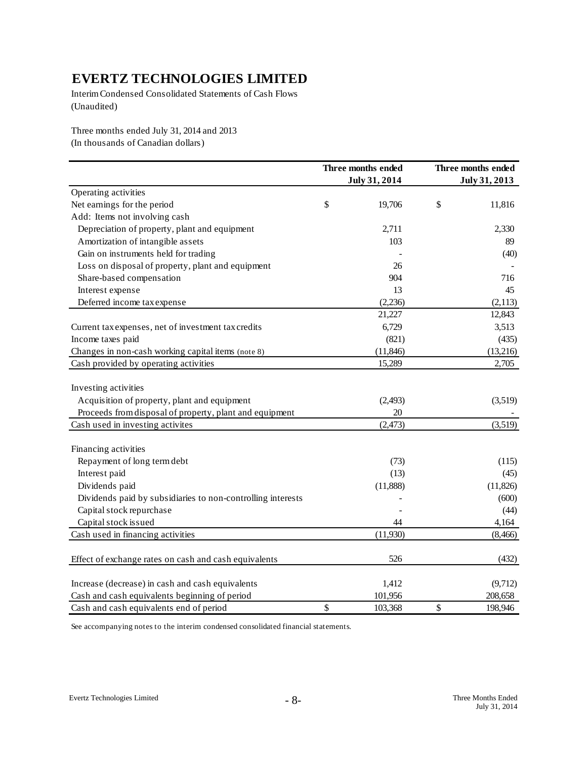# EVERTZ TECHNOLOGIES LIMITED

Interim Condensed Consolidated Statements of Cash Flows
(Unaudited)

Three months ended July 31, 2014 and 2013
(In thousands of Canadian dollars)

| | Three months ended July 31, 2014 | Three months ended July 31, 2013 |
|---|---|---|
| Operating activities | | |
| Net earnings for the period | $ 19,706 | $ 11,816 |
| Add: Items not involving cash | | |
| Depreciation of property, plant and equipment | 2,711 | 2,330 |
| Amortization of intangible assets | 103 | 89 |
| Gain on instruments held for trading | - | (40) |
| Loss on disposal of property, plant and equipment | 26 | - |
| Share-based compensation | 904 | 716 |
| Interest expense | 13 | 45 |
| Deferred income tax expense | (2,236) | (2,113) |
| | 21,227 | 12,843 |
| Current tax expenses, net of investment tax credits | 6,729 | 3,513 |
| Income taxes paid | (821) | (435) |
| Changes in non-cash working capital items (note 8) | (11,846) | (13,216) |
| Cash provided by operating activities | 15,289 | 2,705 |
| | | |
| Investing activities | | |
| Acquisition of property, plant and equipment | (2,493) | (3,519) |
| Proceeds from disposal of property, plant and equipment | 20 | - |
| Cash used in investing activites | (2,473) | (3,519) |
| | | |
| Financing activities | | |
| Repayment of long term debt | (73) | (115) |
| Interest paid | (13) | (45) |
| Dividends paid | (11,888) | (11,826) |
| Dividends paid by subsidiaries to non-controlling interests | - | (600) |
| Capital stock repurchase | - | (44) |
| Capital stock issued | 44 | 4,164 |
| Cash used in financing activities | (11,930) | (8,466) |
| | | |
| Effect of exchange rates on cash and cash equivalents | 526 | (432) |
| | | |
| Increase (decrease) in cash and cash equivalents | 1,412 | (9,712) |
| Cash and cash equivalents beginning of period | 101,956 | 208,658 |
| Cash and cash equivalents end of period | $ 103,368 | $ 198,946 |

See accompanying notes to the interim condensed consolidated financial statements.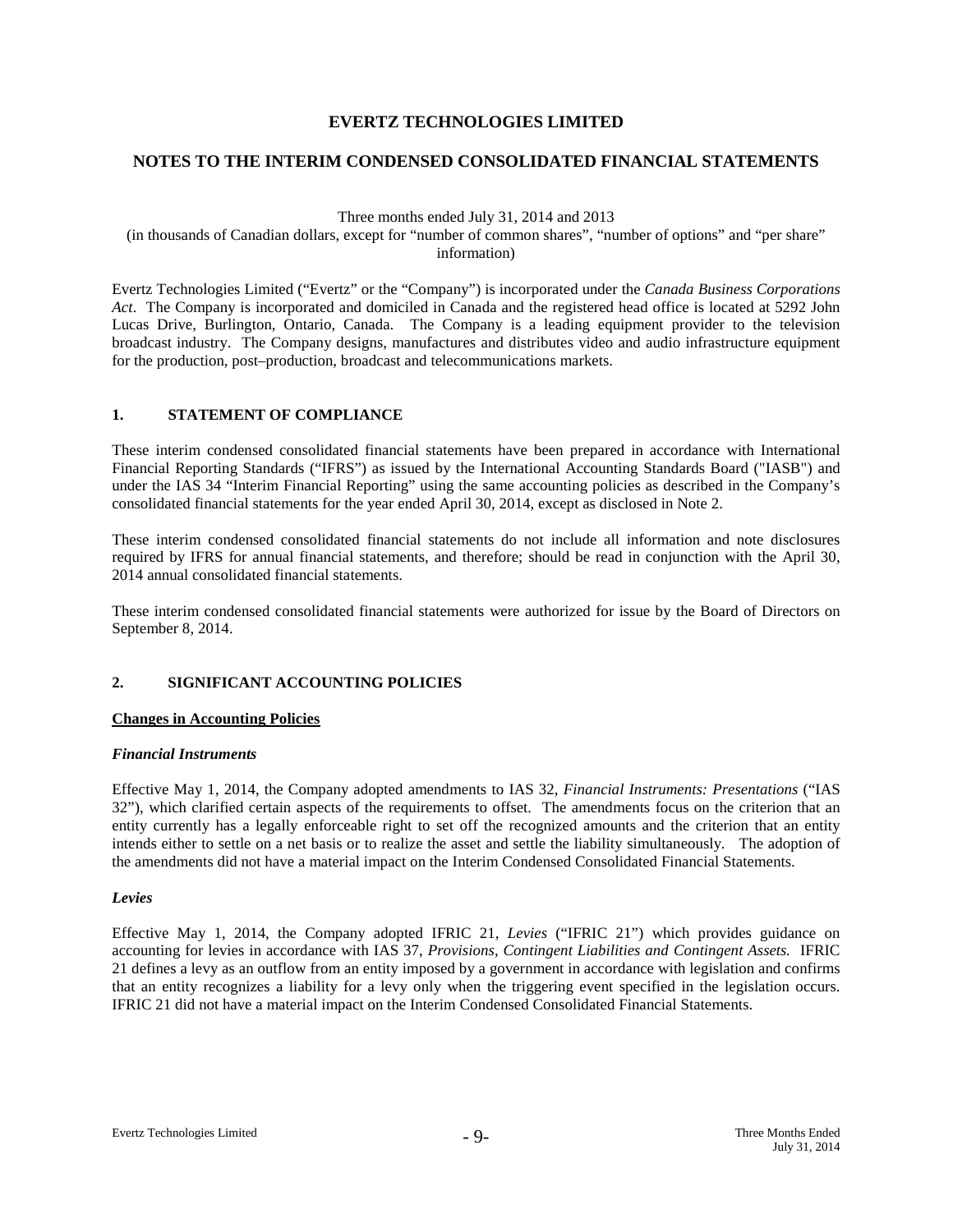# EVERTZ TECHNOLOGIES LIMITED

## NOTES TO THE INTERIM CONDENSED CONSOLIDATED FINANCIAL STATEMENTS

Three months ended July 31, 2014 and 2013
(in thousands of Canadian dollars, except for "number of common shares", "number of options" and "per share" information)

Evertz Technologies Limited ("Evertz" or the "Company") is incorporated under the *Canada Business Corporations Act*. The Company is incorporated and domiciled in Canada and the registered head office is located at 5292 John Lucas Drive, Burlington, Ontario, Canada. The Company is a leading equipment provider to the television broadcast industry. The Company designs, manufactures and distributes video and audio infrastructure equipment for the production, post–production, broadcast and telecommunications markets.

### 1. STATEMENT OF COMPLIANCE

These interim condensed consolidated financial statements have been prepared in accordance with International Financial Reporting Standards ("IFRS") as issued by the International Accounting Standards Board ("IASB") and under the IAS 34 "Interim Financial Reporting" using the same accounting policies as described in the Company's consolidated financial statements for the year ended April 30, 2014, except as disclosed in Note 2.

These interim condensed consolidated financial statements do not include all information and note disclosures required by IFRS for annual financial statements, and therefore; should be read in conjunction with the April 30, 2014 annual consolidated financial statements.

These interim condensed consolidated financial statements were authorized for issue by the Board of Directors on September 8, 2014.

### 2. SIGNIFICANT ACCOUNTING POLICIES

**Changes in Accounting Policies**

***Financial Instruments***

Effective May 1, 2014, the Company adopted amendments to IAS 32, *Financial Instruments: Presentations* ("IAS 32"), which clarified certain aspects of the requirements to offset. The amendments focus on the criterion that an entity currently has a legally enforceable right to set off the recognized amounts and the criterion that an entity intends either to settle on a net basis or to realize the asset and settle the liability simultaneously. The adoption of the amendments did not have a material impact on the Interim Condensed Consolidated Financial Statements.

***Levies***

Effective May 1, 2014, the Company adopted IFRIC 21, *Levies* ("IFRIC 21") which provides guidance on accounting for levies in accordance with IAS 37, *Provisions, Contingent Liabilities and Contingent Assets.* IFRIC 21 defines a levy as an outflow from an entity imposed by a government in accordance with legislation and confirms that an entity recognizes a liability for a levy only when the triggering event specified in the legislation occurs. IFRIC 21 did not have a material impact on the Interim Condensed Consolidated Financial Statements.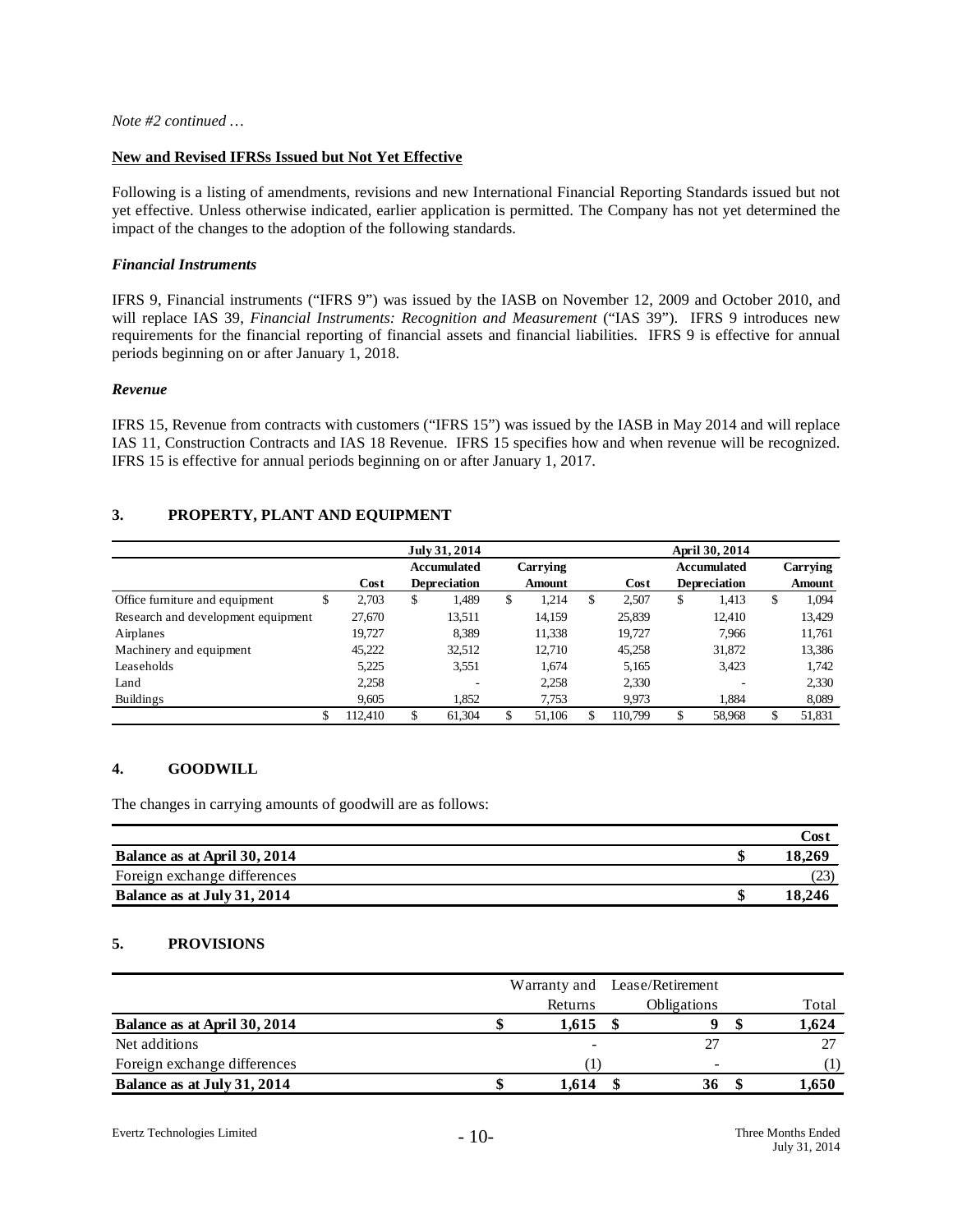*Note #2 continued …*

**New and Revised IFRSs Issued but Not Yet Effective**

Following is a listing of amendments, revisions and new International Financial Reporting Standards issued but not yet effective. Unless otherwise indicated, earlier application is permitted. The Company has not yet determined the impact of the changes to the adoption of the following standards.

***Financial Instruments***

IFRS 9, Financial instruments ("IFRS 9") was issued by the IASB on November 12, 2009 and October 2010, and will replace IAS 39, *Financial Instruments: Recognition and Measurement* ("IAS 39"). IFRS 9 introduces new requirements for the financial reporting of financial assets and financial liabilities. IFRS 9 is effective for annual periods beginning on or after January 1, 2018.

***Revenue***

IFRS 15, Revenue from contracts with customers ("IFRS 15") was issued by the IASB in May 2014 and will replace IAS 11, Construction Contracts and IAS 18 Revenue. IFRS 15 specifies how and when revenue will be recognized. IFRS 15 is effective for annual periods beginning on or after January 1, 2017.

## 3. PROPERTY, PLANT AND EQUIPMENT

| | July 31, 2014 | | | April 30, 2014 | | |
|---|---|---|---|---|---|---|
| | Cost | Accumulated Depreciation | Carrying Amount | Cost | Accumulated Depreciation | Carrying Amount |
| Office furniture and equipment | $ 2,703 | $ 1,489 | $ 1,214 | $ 2,507 | $ 1,413 | $ 1,094 |
| Research and development equipment | 27,670 | 13,511 | 14,159 | 25,839 | 12,410 | 13,429 |
| Airplanes | 19,727 | 8,389 | 11,338 | 19,727 | 7,966 | 11,761 |
| Machinery and equipment | 45,222 | 32,512 | 12,710 | 45,258 | 31,872 | 13,386 |
| Leaseholds | 5,225 | 3,551 | 1,674 | 5,165 | 3,423 | 1,742 |
| Land | 2,258 | - | 2,258 | 2,330 | - | 2,330 |
| Buildings | 9,605 | 1,852 | 7,753 | 9,973 | 1,884 | 8,089 |
| | $ 112,410 | $ 61,304 | $ 51,106 | $ 110,799 | $ 58,968 | $ 51,831 |

## 4. GOODWILL

The changes in carrying amounts of goodwill are as follows:

| | Cost |
|---|---|
| **Balance as at April 30, 2014** | **$ 18,269** |
| Foreign exchange differences | (23) |
| **Balance as at July 31, 2014** | **$ 18,246** |

## 5. PROVISIONS

| | Warranty and Returns | Lease/Retirement Obligations | Total |
|---|---|---|---|
| **Balance as at April 30, 2014** | **$ 1,615** | **$ 9** | **$ 1,624** |
| Net additions | - | 27 | 27 |
| Foreign exchange differences | (1) | - | (1) |
| **Balance as at July 31, 2014** | **$ 1,614** | **$ 36** | **$ 1,650** |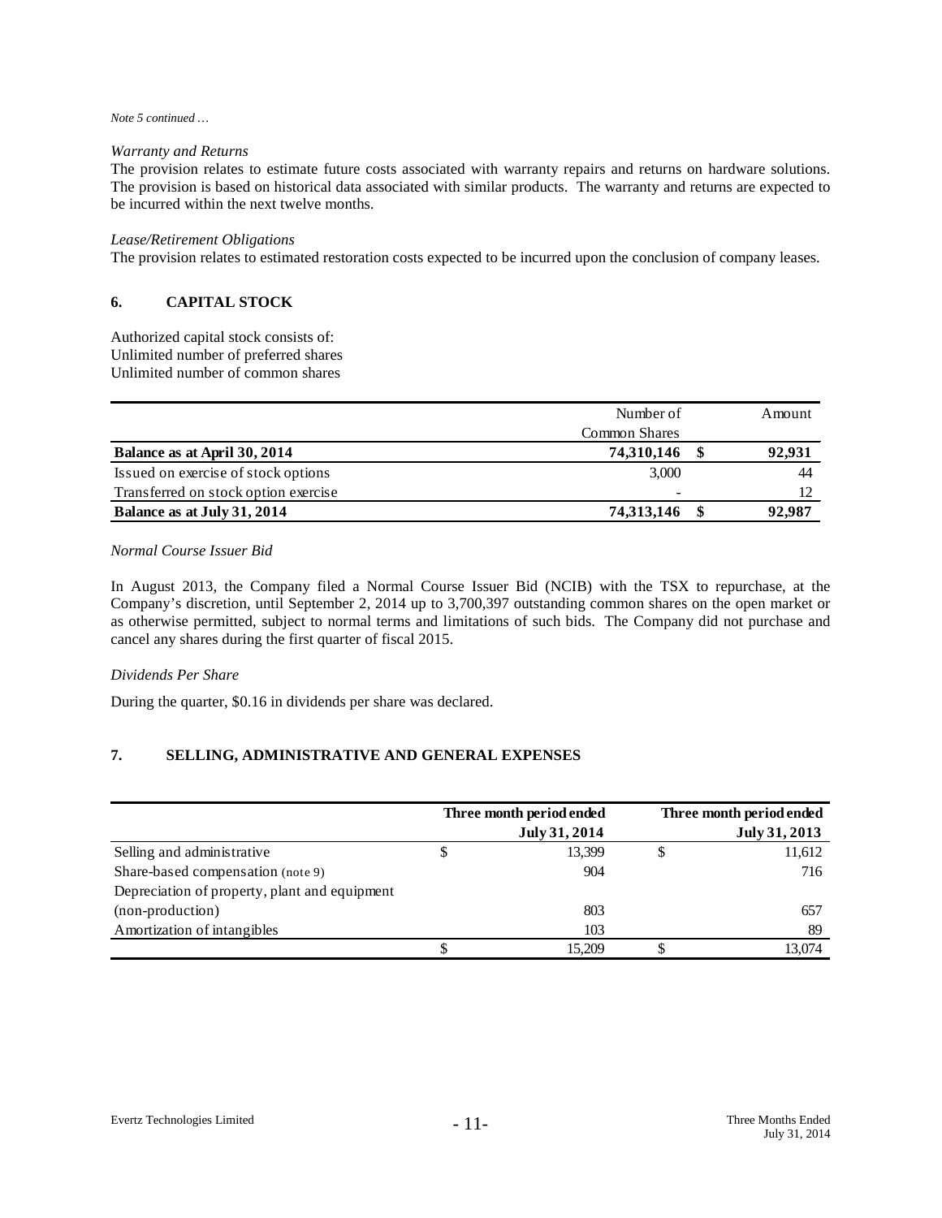*Note 5 continued …*

*Warranty and Returns*

The provision relates to estimate future costs associated with warranty repairs and returns on hardware solutions. The provision is based on historical data associated with similar products. The warranty and returns are expected to be incurred within the next twelve months.

*Lease/Retirement Obligations*

The provision relates to estimated restoration costs expected to be incurred upon the conclusion of company leases.

## 6. CAPITAL STOCK

Authorized capital stock consists of:
Unlimited number of preferred shares
Unlimited number of common shares

| | Number of Common Shares | Amount |
|---|---|---|
| **Balance as at April 30, 2014** | **74,310,146** | **$ 92,931** |
| Issued on exercise of stock options | 3,000 | 44 |
| Transferred on stock option exercise | - | 12 |
| **Balance as at July 31, 2014** | **74,313,146** | **$ 92,987** |

*Normal Course Issuer Bid*

In August 2013, the Company filed a Normal Course Issuer Bid (NCIB) with the TSX to repurchase, at the Company's discretion, until September 2, 2014 up to 3,700,397 outstanding common shares on the open market or as otherwise permitted, subject to normal terms and limitations of such bids. The Company did not purchase and cancel any shares during the first quarter of fiscal 2015.

*Dividends Per Share*

During the quarter, $0.16 in dividends per share was declared.

## 7. SELLING, ADMINISTRATIVE AND GENERAL EXPENSES

| | Three month period ended July 31, 2014 | Three month period ended July 31, 2013 |
|---|---|---|
| Selling and administrative | $ 13,399 | $ 11,612 |
| Share-based compensation (note 9) | 904 | 716 |
| Depreciation of property, plant and equipment (non-production) | 803 | 657 |
| Amortization of intangibles | 103 | 89 |
| | $ 15,209 | $ 13,074 |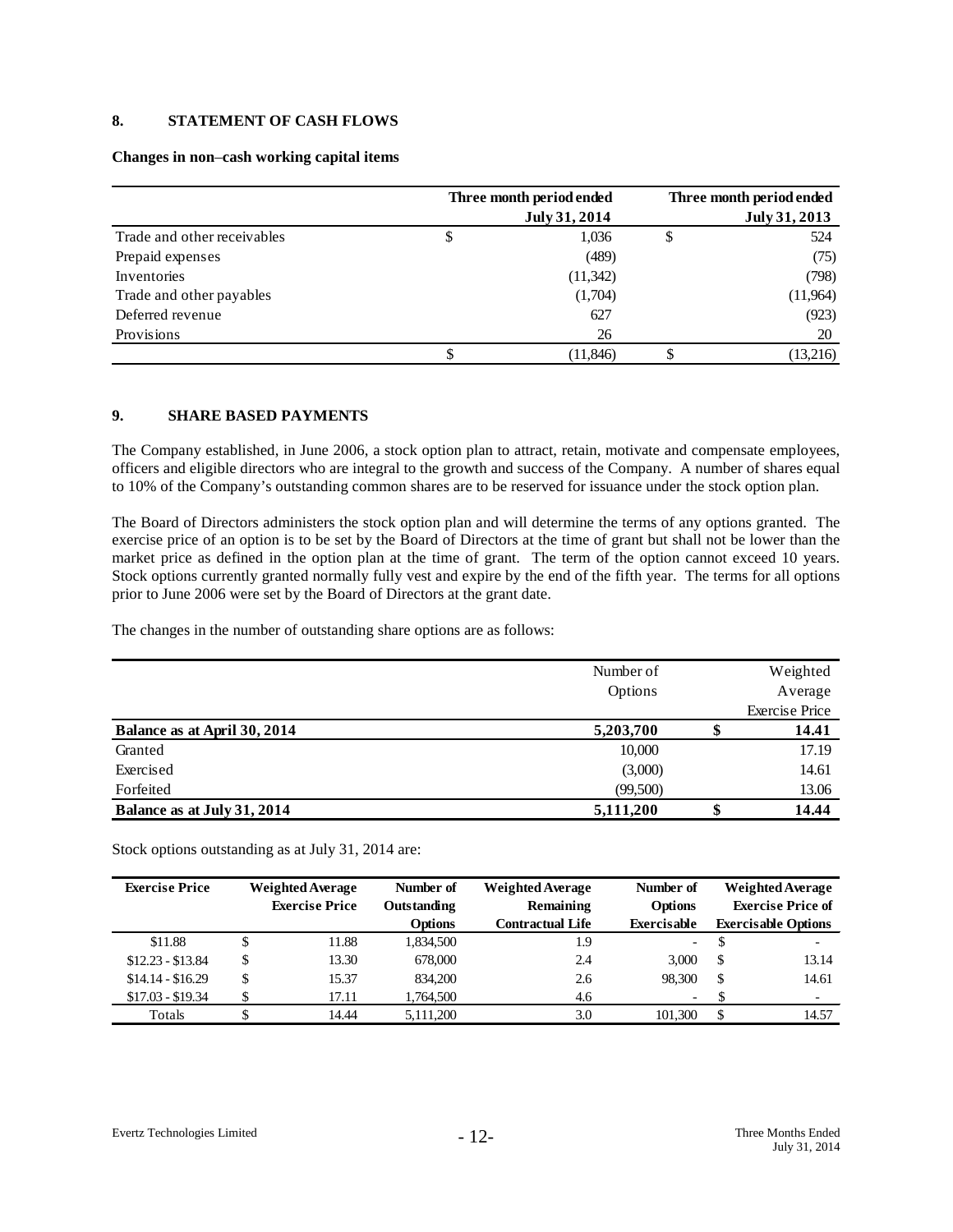## 8. STATEMENT OF CASH FLOWS

**Changes in non–cash working capital items**

| | Three month period ended July 31, 2014 | Three month period ended July 31, 2013 |
|---|---|---|
| Trade and other receivables | $ 1,036 | $ 524 |
| Prepaid expenses | (489) | (75) |
| Inventories | (11,342) | (798) |
| Trade and other payables | (1,704) | (11,964) |
| Deferred revenue | 627 | (923) |
| Provisions | 26 | 20 |
| | $ (11,846) | $ (13,216) |

## 9. SHARE BASED PAYMENTS

The Company established, in June 2006, a stock option plan to attract, retain, motivate and compensate employees, officers and eligible directors who are integral to the growth and success of the Company. A number of shares equal to 10% of the Company's outstanding common shares are to be reserved for issuance under the stock option plan.

The Board of Directors administers the stock option plan and will determine the terms of any options granted. The exercise price of an option is to be set by the Board of Directors at the time of grant but shall not be lower than the market price as defined in the option plan at the time of grant. The term of the option cannot exceed 10 years. Stock options currently granted normally fully vest and expire by the end of the fifth year. The terms for all options prior to June 2006 were set by the Board of Directors at the grant date.

The changes in the number of outstanding share options are as follows:

| | Number of Options | Weighted Average Exercise Price |
|---|---|---|
| **Balance as at April 30, 2014** | **5,203,700** | **$ 14.41** |
| Granted | 10,000 | 17.19 |
| Exercised | (3,000) | 14.61 |
| Forfeited | (99,500) | 13.06 |
| **Balance as at July 31, 2014** | **5,111,200** | **$ 14.44** |

Stock options outstanding as at July 31, 2014 are:

| Exercise Price | Weighted Average Exercise Price | Number of Outstanding Options | Weighted Average Remaining Contractual Life | Number of Options Exercisable | Weighted Average Exercise Price of Exercisable Options |
|---|---|---|---|---|---|
| $11.88 | $ 11.88 | 1,834,500 | 1.9 | - | $ - |
| $12.23 - $13.84 | $ 13.30 | 678,000 | 2.4 | 3,000 | $ 13.14 |
| $14.14 - $16.29 | $ 15.37 | 834,200 | 2.6 | 98,300 | $ 14.61 |
| $17.03 - $19.34 | $ 17.11 | 1,764,500 | 4.6 | - | $ - |
| Totals | $ 14.44 | 5,111,200 | 3.0 | 101,300 | $ 14.57 |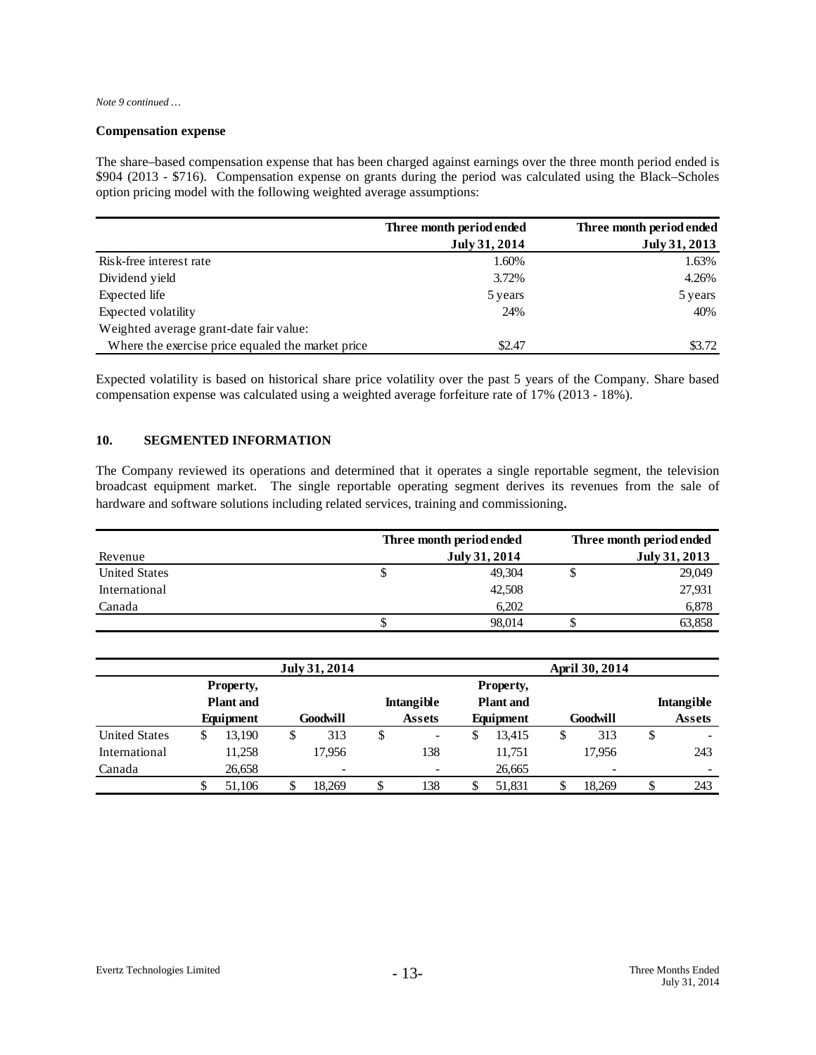*Note 9 continued …*

**Compensation expense**

The share–based compensation expense that has been charged against earnings over the three month period ended is \$904 (2013 - \$716). Compensation expense on grants during the period was calculated using the Black–Scholes option pricing model with the following weighted average assumptions:

| | Three month period ended July 31, 2014 | Three month period ended July 31, 2013 |
|---|---|---|
| Risk-free interest rate | 1.60% | 1.63% |
| Dividend yield | 3.72% | 4.26% |
| Expected life | 5 years | 5 years |
| Expected volatility | 24% | 40% |
| Weighted average grant-date fair value: | | |
| Where the exercise price equaled the market price | \$2.47 | \$3.72 |

Expected volatility is based on historical share price volatility over the past 5 years of the Company. Share based compensation expense was calculated using a weighted average forfeiture rate of 17% (2013 - 18%).

## 10. SEGMENTED INFORMATION

The Company reviewed its operations and determined that it operates a single reportable segment, the television broadcast equipment market. The single reportable operating segment derives its revenues from the sale of hardware and software solutions including related services, training and commissioning.

| Revenue | Three month period ended July 31, 2014 | Three month period ended July 31, 2013 |
|---|---|---|
| United States | \$ 49,304 | \$ 29,049 |
| International | 42,508 | 27,931 |
| Canada | 6,202 | 6,878 |
| | \$ 98,014 | \$ 63,858 |

| | July 31, 2014 | | | April 30, 2014 | | |
|---|---|---|---|---|---|---|
| | Property, Plant and Equipment | Goodwill | Intangible Assets | Property, Plant and Equipment | Goodwill | Intangible Assets |
| United States | \$ 13,190 | \$ 313 | \$ - | \$ 13,415 | \$ 313 | \$ - |
| International | 11,258 | 17,956 | 138 | 11,751 | 17,956 | 243 |
| Canada | 26,658 | - | - | 26,665 | - | - |
| | \$ 51,106 | \$ 18,269 | \$ 138 | \$ 51,831 | \$ 18,269 | \$ 243 |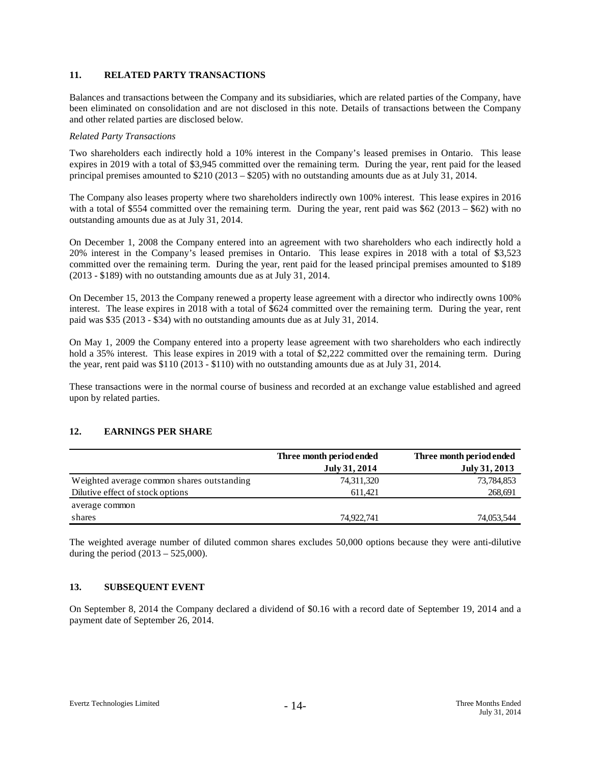## 11. RELATED PARTY TRANSACTIONS

Balances and transactions between the Company and its subsidiaries, which are related parties of the Company, have been eliminated on consolidation and are not disclosed in this note. Details of transactions between the Company and other related parties are disclosed below.

*Related Party Transactions*

Two shareholders each indirectly hold a 10% interest in the Company's leased premises in Ontario. This lease expires in 2019 with a total of $3,945 committed over the remaining term. During the year, rent paid for the leased principal premises amounted to $210 (2013 – $205) with no outstanding amounts due as at July 31, 2014.

The Company also leases property where two shareholders indirectly own 100% interest. This lease expires in 2016 with a total of $554 committed over the remaining term. During the year, rent paid was $62 (2013 – $62) with no outstanding amounts due as at July 31, 2014.

On December 1, 2008 the Company entered into an agreement with two shareholders who each indirectly hold a 20% interest in the Company's leased premises in Ontario. This lease expires in 2018 with a total of $3,523 committed over the remaining term. During the year, rent paid for the leased principal premises amounted to $189 (2013 - $189) with no outstanding amounts due as at July 31, 2014.

On December 15, 2013 the Company renewed a property lease agreement with a director who indirectly owns 100% interest. The lease expires in 2018 with a total of $624 committed over the remaining term. During the year, rent paid was $35 (2013 - $34) with no outstanding amounts due as at July 31, 2014.

On May 1, 2009 the Company entered into a property lease agreement with two shareholders who each indirectly hold a 35% interest. This lease expires in 2019 with a total of $2,222 committed over the remaining term. During the year, rent paid was $110 (2013 - $110) with no outstanding amounts due as at July 31, 2014.

These transactions were in the normal course of business and recorded at an exchange value established and agreed upon by related parties.

## 12. EARNINGS PER SHARE

| | Three month period ended July 31, 2014 | Three month period ended July 31, 2013 |
|---|---|---|
| Weighted average common shares outstanding | 74,311,320 | 73,784,853 |
| Dilutive effect of stock options | 611,421 | 268,691 |
| average common shares | 74,922,741 | 74,053,544 |

The weighted average number of diluted common shares excludes 50,000 options because they were anti-dilutive during the period (2013 – 525,000).

## 13. SUBSEQUENT EVENT

On September 8, 2014 the Company declared a dividend of $0.16 with a record date of September 19, 2014 and a payment date of September 26, 2014.